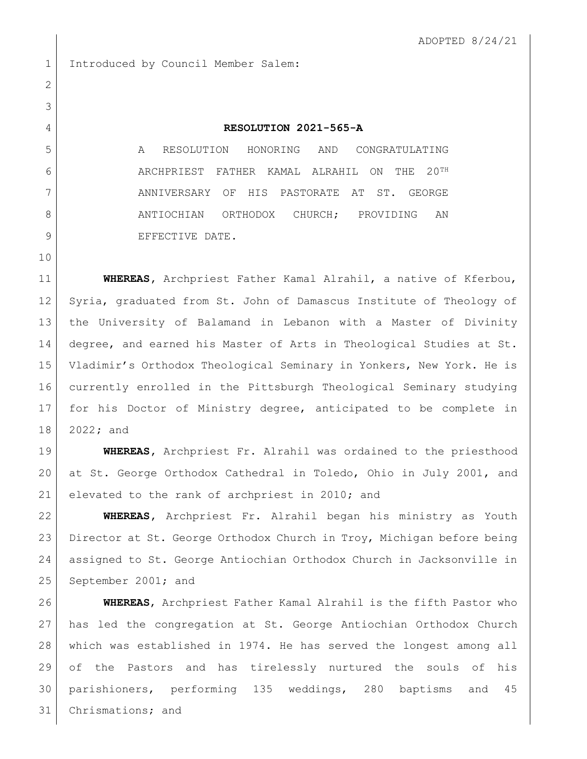ADOPTED 8/24/21

Introduced by Council Member Salem:

**RESOLUTION 2021-565-A**

A RESOLUTION HONORING AND CONGRATULATING ARCHPRIEST FATHER KAMAL ALRAHIL ON THE 20TH ANNIVERSARY OF HIS PASTORATE AT ST. GEORGE ANTIOCHIAN ORTHODOX CHURCH; PROVIDING AN EFFECTIVE DATE.

**WHEREAS**, Archpriest Father Kamal Alrahil, a native of Kferbou, Syria, graduated from St. John of Damascus Institute of Theology of the University of Balamand in Lebanon with a Master of Divinity degree, and earned his Master of Arts in Theological Studies at St. Vladimir's Orthodox Theological Seminary in Yonkers, New York. He is currently enrolled in the Pittsburgh Theological Seminary studying for his Doctor of Ministry degree, anticipated to be complete in 2022; and

**WHEREAS**, Archpriest Fr. Alrahil was ordained to the priesthood at St. George Orthodox Cathedral in Toledo, Ohio in July 2001, and elevated to the rank of archpriest in 2010; and

**WHEREAS**, Archpriest Fr. Alrahil began his ministry as Youth Director at St. George Orthodox Church in Troy, Michigan before being assigned to St. George Antiochian Orthodox Church in Jacksonville in September 2001; and

**WHEREAS**, Archpriest Father Kamal Alrahil is the fifth Pastor who has led the congregation at St. George Antiochian Orthodox Church which was established in 1974. He has served the longest among all of the Pastors and has tirelessly nurtured the souls of his parishioners, performing 135 weddings, 280 baptisms and 45 Chrismations; and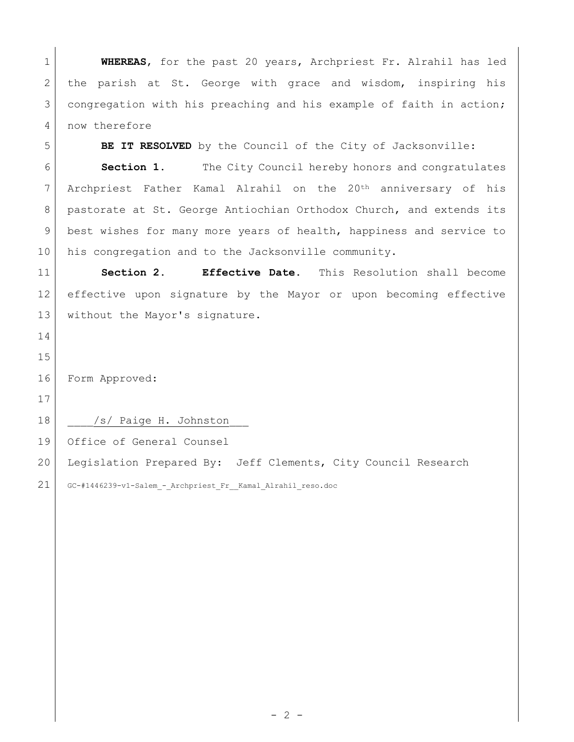**WHEREAS**, for the past 20 years, Archpriest Fr. Alrahil has led the parish at St. George with grace and wisdom, inspiring his congregation with his preaching and his example of faith in action; now therefore

**BE IT RESOLVED** by the Council of the City of Jacksonville:

**Section 1.** The City Council hereby honors and congratulates Archpriest Father Kamal Alrahil on the 20th anniversary of his pastorate at St. George Antiochian Orthodox Church, and extends its best wishes for many more years of health, happiness and service to his congregation and to the Jacksonville community.

**Section 2. Effective Date.** This Resolution shall become effective upon signature by the Mayor or upon becoming effective without the Mayor's signature.

Form Approved:

____/s/ Paige H. Johnston___

Office of General Counsel

Legislation Prepared By: Jeff Clements, City Council Research

GC-#1446239-v1-Salem_-_Archpriest_Fr__Kamal_Alrahil_reso.doc